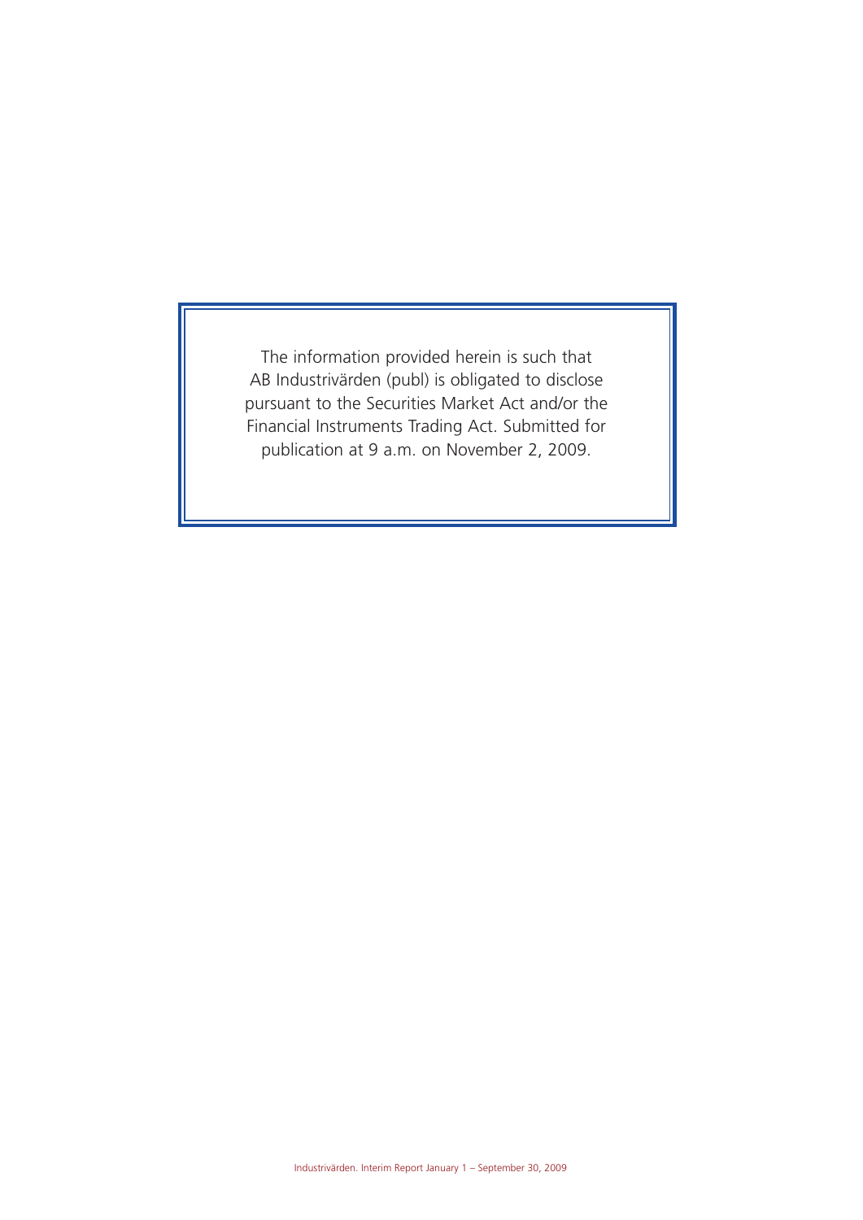The information provided herein is such that AB Industrivärden (publ) is obligated to disclose pursuant to the Securities Market Act and/or the Financial Instruments Trading Act. Submitted for publication at 9 a.m. on November 2, 2009.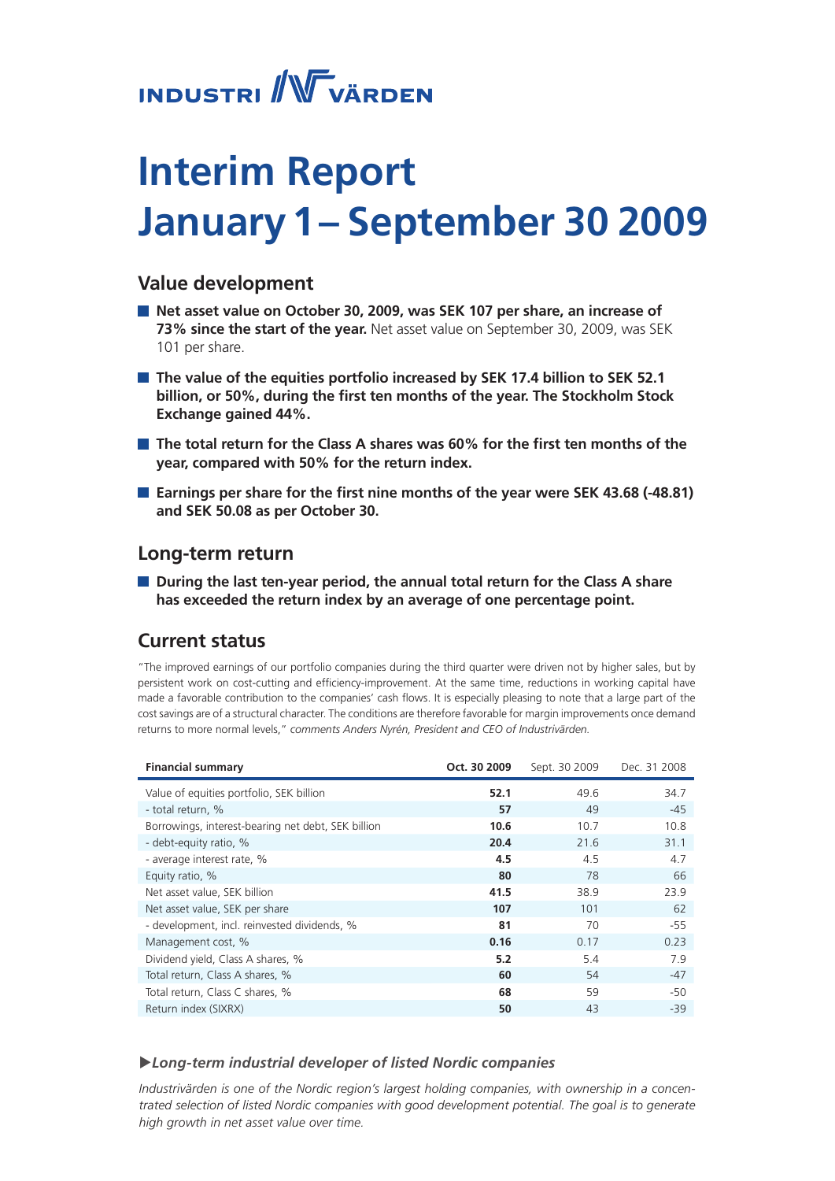INDUSTRI VÄRDEN

# Interim Report January 1 – September 30 2009

## Value development

- **Net asset value on October 30, 2009, was SEK 107 per share, an increase of 73% since the start of the year.** Net asset value on September 30, 2009, was SEK 101 per share.
- **The value of the equities portfolio increased by SEK 17.4 billion to SEK 52.1 billion, or 50%, during the first ten months of the year. The Stockholm Stock Exchange gained 44%.**
- **The total return for the Class A shares was 60% for the first ten months of the year, compared with 50% for the return index.**
- **Earnings per share for the first nine months of the year were SEK 43.68 (-48.81) and SEK 50.08 as per October 30.**

## Long-term return

- **During the last ten-year period, the annual total return for the Class A share has exceeded the return index by an average of one percentage point.**

## Current status

"The improved earnings of our portfolio companies during the third quarter were driven not by higher sales, but by persistent work on cost-cutting and efficiency-improvement. At the same time, reductions in working capital have made a favorable contribution to the companies' cash flows. It is especially pleasing to note that a large part of the cost savings are of a structural character. The conditions are therefore favorable for margin improvements once demand returns to more normal levels," *comments Anders Nyrén, President and CEO of Industrivärden.*

| Financial summary | Oct. 30 2009 | Sept. 30 2009 | Dec. 31 2008 |
|---|---|---|---|
| Value of equities portfolio, SEK billion | **52.1** | 49.6 | 34.7 |
| - total return, % | **57** | 49 | -45 |
| Borrowings, interest-bearing net debt, SEK billion | **10.6** | 10.7 | 10.8 |
| - debt-equity ratio, % | **20.4** | 21.6 | 31.1 |
| - average interest rate, % | **4.5** | 4.5 | 4.7 |
| Equity ratio, % | **80** | 78 | 66 |
| Net asset value, SEK billion | **41.5** | 38.9 | 23.9 |
| Net asset value, SEK per share | **107** | 101 | 62 |
| - development, incl. reinvested dividends, % | **81** | 70 | -55 |
| Management cost, % | **0.16** | 0.17 | 0.23 |
| Dividend yield, Class A shares, % | **5.2** | 5.4 | 7.9 |
| Total return, Class A shares, % | **60** | 54 | -47 |
| Total return, Class C shares, % | **68** | 59 | -50 |
| Return index (SIXRX) | **50** | 43 | -39 |

***▶Long-term industrial developer of listed Nordic companies***

*Industrivärden is one of the Nordic region's largest holding companies, with ownership in a concentrated selection of listed Nordic companies with good development potential. The goal is to generate high growth in net asset value over time.*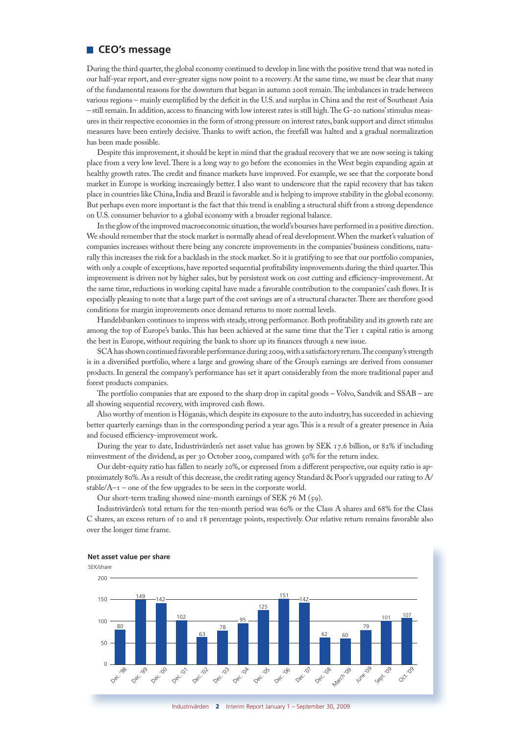## CEO's message

During the third quarter, the global economy continued to develop in line with the positive trend that was noted in our half-year report, and ever-greater signs now point to a recovery. At the same time, we must be clear that many of the fundamental reasons for the downturn that began in autumn 2008 remain. The imbalances in trade between various regions – mainly exemplified by the deficit in the U.S. and surplus in China and the rest of Southeast Asia – still remain. In addition, access to financing with low interest rates is still high. The G-20 nations' stimulus measures in their respective economies in the form of strong pressure on interest rates, bank support and direct stimulus measures have been entirely decisive. Thanks to swift action, the freefall was halted and a gradual normalization has been made possible.

Despite this improvement, it should be kept in mind that the gradual recovery that we are now seeing is taking place from a very low level. There is a long way to go before the economies in the West begin expanding again at healthy growth rates. The credit and finance markets have improved. For example, we see that the corporate bond market in Europe is working increasingly better. I also want to underscore that the rapid recovery that has taken place in countries like China, India and Brazil is favorable and is helping to improve stability in the global economy. But perhaps even more important is the fact that this trend is enabling a structural shift from a strong dependence on U.S. consumer behavior to a global economy with a broader regional balance.

In the glow of the improved macroeconomic situation, the world's bourses have performed in a positive direction. We should remember that the stock market is normally ahead of real development. When the market's valuation of companies increases without there being any concrete improvements in the companies' business conditions, naturally this increases the risk for a backlash in the stock market. So it is gratifying to see that our portfolio companies, with only a couple of exceptions, have reported sequential profitability improvements during the third quarter. This improvement is driven not by higher sales, but by persistent work on cost cutting and efficiency-improvement. At the same time, reductions in working capital have made a favorable contribution to the companies' cash flows. It is especially pleasing to note that a large part of the cost savings are of a structural character. There are therefore good conditions for margin improvements once demand returns to more normal levels.

Handelsbanken continues to impress with steady, strong performance. Both profitability and its growth rate are among the top of Europe's banks. This has been achieved at the same time that the Tier 1 capital ratio is among the best in Europe, without requiring the bank to shore up its finances through a new issue.

SCA has shown continued favorable performance during 2009, with a satisfactory return. The company's strength is in a diversified portfolio, where a large and growing share of the Group's earnings are derived from consumer products. In general the company's performance has set it apart considerably from the more traditional paper and forest products companies.

The portfolio companies that are exposed to the sharp drop in capital goods – Volvo, Sandvik and SSAB – are all showing sequential recovery, with improved cash flows.

Also worthy of mention is Höganäs, which despite its exposure to the auto industry, has succeeded in achieving better quarterly earnings than in the corresponding period a year ago. This is a result of a greater presence in Asia and focused efficiency-improvement work.

During the year to date, Industrivärden's net asset value has grown by SEK 17.6 billion, or 82% if including reinvestment of the dividend, as per 30 October 2009, compared with 50% for the return index.

Our debt-equity ratio has fallen to nearly 20%, or expressed from a different perspective, our equity ratio is approximately 80%. As a result of this decrease, the credit rating agency Standard & Poor's upgraded our rating to A/stable/A–1 – one of the few upgrades to be seen in the corporate world.

Our short-term trading showed nine-month earnings of SEK 76 M (59).

Industrivärden's total return for the ten-month period was 60% or the Class A shares and 68% for the Class C shares, an excess return of 10 and 18 percentage points, respectively. Our relative return remains favorable also over the longer time frame.

**Net asset value per share**

SEK/share

| Period | SEK/share |
|---|---|
| Dec. '98 | 80 |
| Dec. '99 | 149 |
| Dec. '00 | 142 |
| Dec. '01 | 102 |
| Dec. '02 | 63 |
| Dec. '03 | 78 |
| Dec. '04 | 95 |
| Dec. '05 | 125 |
| Dec. '06 | 151 |
| Dec. '07 | 142 |
| Dec. '08 | 62 |
| March '09 | 60 |
| June '09 | 79 |
| Sept. '09 | 101 |
| Oct. '09 | 107 |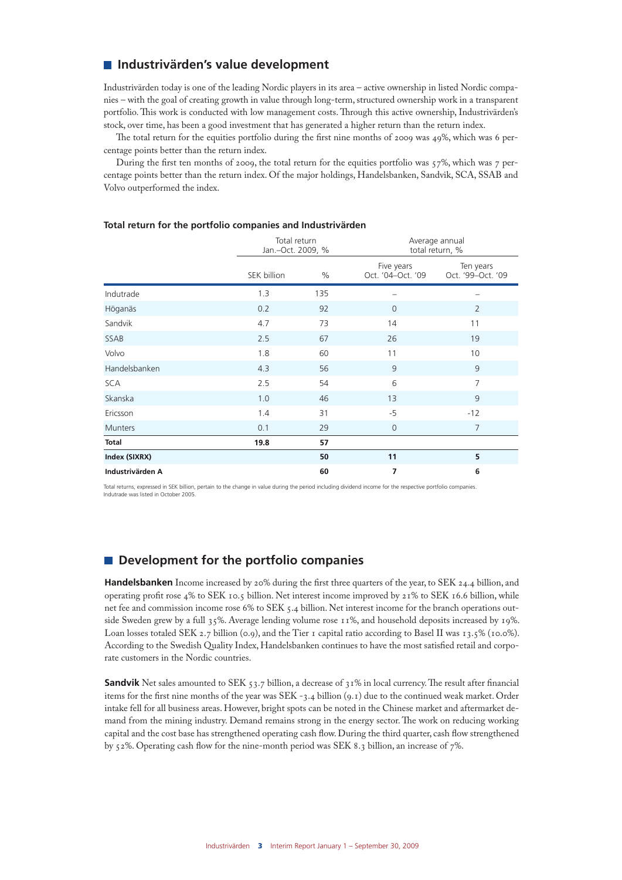## Industrivärden's value development

Industrivärden today is one of the leading Nordic players in its area – active ownership in listed Nordic companies – with the goal of creating growth in value through long-term, structured ownership work in a transparent portfolio. This work is conducted with low management costs. Through this active ownership, Industrivärden's stock, over time, has been a good investment that has generated a higher return than the return index.

The total return for the equities portfolio during the first nine months of 2009 was 49%, which was 6 percentage points better than the return index.

During the first ten months of 2009, the total return for the equities portfolio was 57%, which was 7 percentage points better than the return index. Of the major holdings, Handelsbanken, Sandvik, SCA, SSAB and Volvo outperformed the index.

**Total return for the portfolio companies and Industrivärden**

| | Total return Jan.–Oct. 2009, % | | Average annual total return, % | |
|---|---|---|---|---|
| | SEK billion | % | Five years Oct. '04–Oct. '09 | Ten years Oct. '99–Oct. '09 |
| Indutrade | 1.3 | 135 | – | – |
| Höganäs | 0.2 | 92 | 0 | 2 |
| Sandvik | 4.7 | 73 | 14 | 11 |
| SSAB | 2.5 | 67 | 26 | 19 |
| Volvo | 1.8 | 60 | 11 | 10 |
| Handelsbanken | 4.3 | 56 | 9 | 9 |
| SCA | 2.5 | 54 | 6 | 7 |
| Skanska | 1.0 | 46 | 13 | 9 |
| Ericsson | 1.4 | 31 | -5 | -12 |
| Munters | 0.1 | 29 | 0 | 7 |
| **Total** | **19.8** | **57** | | |
| **Index (SIXRX)** | | **50** | **11** | **5** |
| **Industrivärden A** | | **60** | **7** | **6** |

Total returns, expressed in SEK billion, pertain to the change in value during the period including dividend income for the respective portfolio companies. Indutrade was listed in October 2005.

## Development for the portfolio companies

**Handelsbanken** Income increased by 20% during the first three quarters of the year, to SEK 24.4 billion, and operating profit rose 4% to SEK 10.5 billion. Net interest income improved by 21% to SEK 16.6 billion, while net fee and commission income rose 6% to SEK 5.4 billion. Net interest income for the branch operations outside Sweden grew by a full 35%. Average lending volume rose 11%, and household deposits increased by 19%. Loan losses totaled SEK 2.7 billion (0.9), and the Tier 1 capital ratio according to Basel II was 13.5% (10.0%). According to the Swedish Quality Index, Handelsbanken continues to have the most satisfied retail and corporate customers in the Nordic countries.

**Sandvik** Net sales amounted to SEK 53.7 billion, a decrease of 31% in local currency. The result after financial items for the first nine months of the year was SEK -3.4 billion (9.1) due to the continued weak market. Order intake fell for all business areas. However, bright spots can be noted in the Chinese market and aftermarket demand from the mining industry. Demand remains strong in the energy sector. The work on reducing working capital and the cost base has strengthened operating cash flow. During the third quarter, cash flow strengthened by 52%. Operating cash flow for the nine-month period was SEK 8.3 billion, an increase of 7%.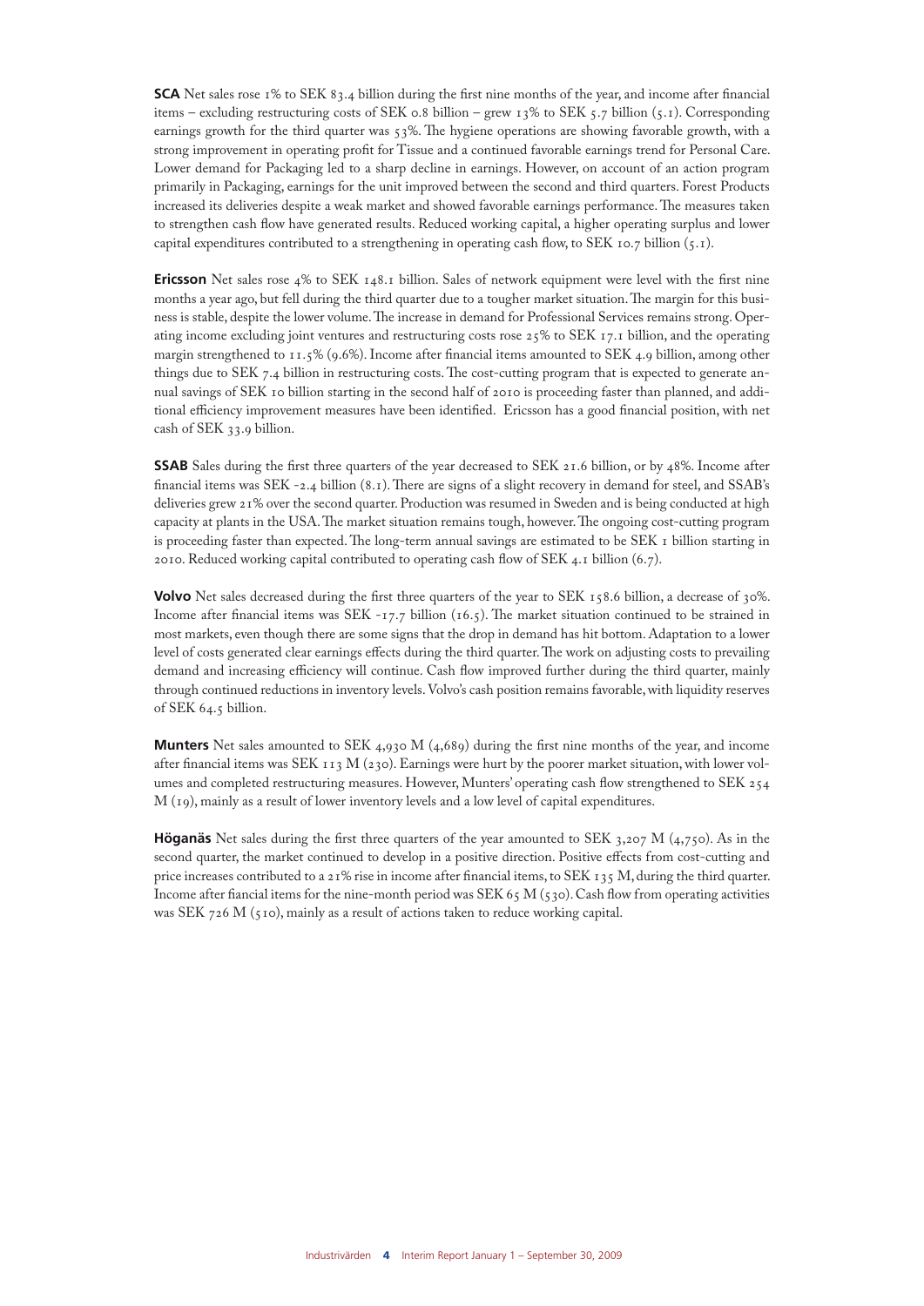**SCA** Net sales rose 1% to SEK 83.4 billion during the first nine months of the year, and income after financial items – excluding restructuring costs of SEK 0.8 billion – grew 13% to SEK 5.7 billion (5.1). Corresponding earnings growth for the third quarter was 53%. The hygiene operations are showing favorable growth, with a strong improvement in operating profit for Tissue and a continued favorable earnings trend for Personal Care. Lower demand for Packaging led to a sharp decline in earnings. However, on account of an action program primarily in Packaging, earnings for the unit improved between the second and third quarters. Forest Products increased its deliveries despite a weak market and showed favorable earnings performance. The measures taken to strengthen cash flow have generated results. Reduced working capital, a higher operating surplus and lower capital expenditures contributed to a strengthening in operating cash flow, to SEK 10.7 billion (5.1).

**Ericsson** Net sales rose 4% to SEK 148.1 billion. Sales of network equipment were level with the first nine months a year ago, but fell during the third quarter due to a tougher market situation. The margin for this business is stable, despite the lower volume. The increase in demand for Professional Services remains strong. Operating income excluding joint ventures and restructuring costs rose 25% to SEK 17.1 billion, and the operating margin strengthened to 11.5% (9.6%). Income after financial items amounted to SEK 4.9 billion, among other things due to SEK 7.4 billion in restructuring costs. The cost-cutting program that is expected to generate annual savings of SEK 10 billion starting in the second half of 2010 is proceeding faster than planned, and additional efficiency improvement measures have been identified. Ericsson has a good financial position, with net cash of SEK 33.9 billion.

**SSAB** Sales during the first three quarters of the year decreased to SEK 21.6 billion, or by 48%. Income after financial items was SEK -2.4 billion (8.1). There are signs of a slight recovery in demand for steel, and SSAB's deliveries grew 21% over the second quarter. Production was resumed in Sweden and is being conducted at high capacity at plants in the USA. The market situation remains tough, however. The ongoing cost-cutting program is proceeding faster than expected. The long-term annual savings are estimated to be SEK 1 billion starting in 2010. Reduced working capital contributed to operating cash flow of SEK 4.1 billion (6.7).

**Volvo** Net sales decreased during the first three quarters of the year to SEK 158.6 billion, a decrease of 30%. Income after financial items was SEK -17.7 billion (16.5). The market situation continued to be strained in most markets, even though there are some signs that the drop in demand has hit bottom. Adaptation to a lower level of costs generated clear earnings effects during the third quarter. The work on adjusting costs to prevailing demand and increasing efficiency will continue. Cash flow improved further during the third quarter, mainly through continued reductions in inventory levels. Volvo's cash position remains favorable, with liquidity reserves of SEK 64.5 billion.

**Munters** Net sales amounted to SEK 4,930 M (4,689) during the first nine months of the year, and income after financial items was SEK 113 M (230). Earnings were hurt by the poorer market situation, with lower volumes and completed restructuring measures. However, Munters' operating cash flow strengthened to SEK 254 M (19), mainly as a result of lower inventory levels and a low level of capital expenditures.

**Höganäs** Net sales during the first three quarters of the year amounted to SEK 3,207 M (4,750). As in the second quarter, the market continued to develop in a positive direction. Positive effects from cost-cutting and price increases contributed to a 21% rise in income after financial items, to SEK 135 M, during the third quarter. Income after fiancial items for the nine-month period was SEK 65 M (530). Cash flow from operating activities was SEK 726 M (510), mainly as a result of actions taken to reduce working capital.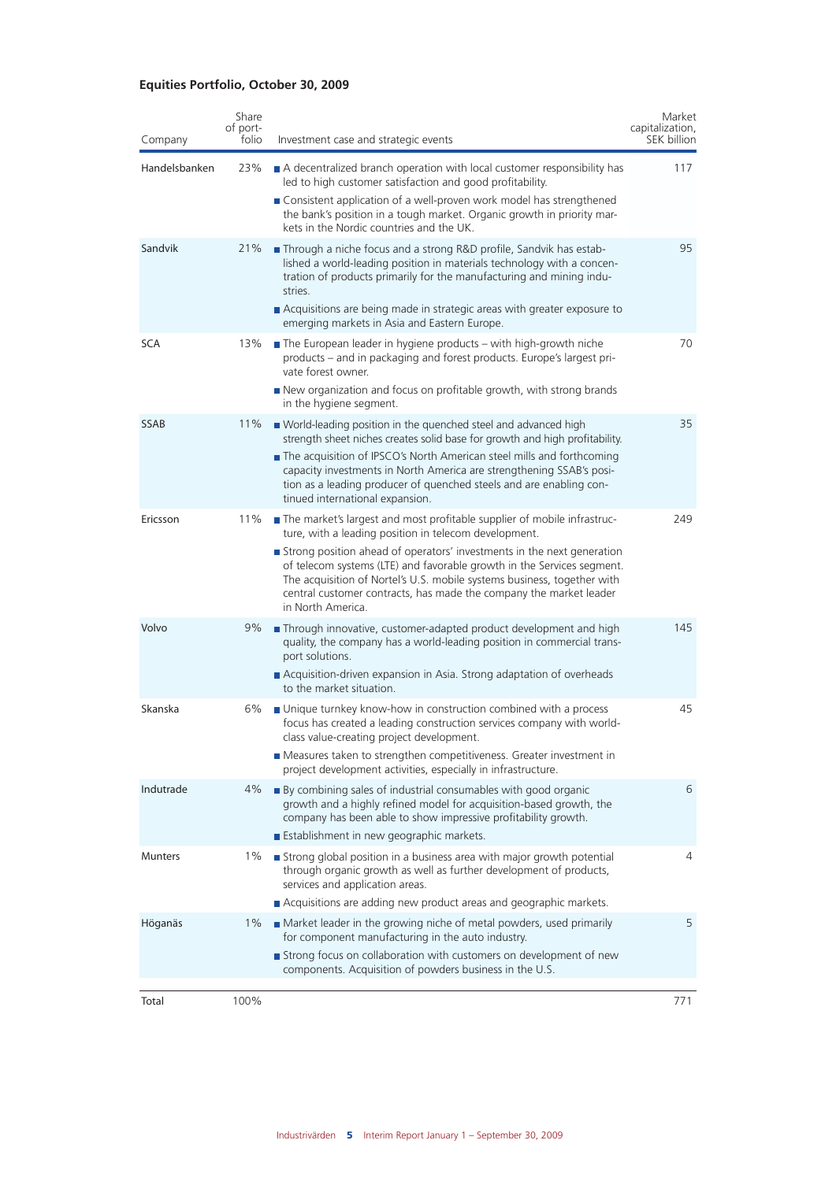## Equities Portfolio, October 30, 2009

| Company | Share of portfolio | Investment case and strategic events | Market capitalization, SEK billion |
|---|---|---|---|
| Handelsbanken | 23% | ■ A decentralized branch operation with local customer responsibility has led to high customer satisfaction and good profitability.<br>■ Consistent application of a well-proven work model has strengthened the bank's position in a tough market. Organic growth in priority markets in the Nordic countries and the UK. | 117 |
| Sandvik | 21% | ■ Through a niche focus and a strong R&D profile, Sandvik has established a world-leading position in materials technology with a concentration of products primarily for the manufacturing and mining industries.<br>■ Acquisitions are being made in strategic areas with greater exposure to emerging markets in Asia and Eastern Europe. | 95 |
| SCA | 13% | ■ The European leader in hygiene products – with high-growth niche products – and in packaging and forest products. Europe's largest private forest owner.<br>■ New organization and focus on profitable growth, with strong brands in the hygiene segment. | 70 |
| SSAB | 11% | ■ World-leading position in the quenched steel and advanced high strength sheet niches creates solid base for growth and high profitability.<br>■ The acquisition of IPSCO's North American steel mills and forthcoming capacity investments in North America are strengthening SSAB's position as a leading producer of quenched steels and are enabling continued international expansion. | 35 |
| Ericsson | 11% | ■ The market's largest and most profitable supplier of mobile infrastructure, with a leading position in telecom development.<br>■ Strong position ahead of operators' investments in the next generation of telecom systems (LTE) and favorable growth in the Services segment. The acquisition of Nortel's U.S. mobile systems business, together with central customer contracts, has made the company the market leader in North America. | 249 |
| Volvo | 9% | ■ Through innovative, customer-adapted product development and high quality, the company has a world-leading position in commercial transport solutions.<br>■ Acquisition-driven expansion in Asia. Strong adaptation of overheads to the market situation. | 145 |
| Skanska | 6% | ■ Unique turnkey know-how in construction combined with a process focus has created a leading construction services company with world-class value-creating project development.<br>■ Measures taken to strengthen competitiveness. Greater investment in project development activities, especially in infrastructure. | 45 |
| Indutrade | 4% | ■ By combining sales of industrial consumables with good organic growth and a highly refined model for acquisition-based growth, the company has been able to show impressive profitability growth.<br>■ Establishment in new geographic markets. | 6 |
| Munters | 1% | ■ Strong global position in a business area with major growth potential through organic growth as well as further development of products, services and application areas.<br>■ Acquisitions are adding new product areas and geographic markets. | 4 |
| Höganäs | 1% | ■ Market leader in the growing niche of metal powders, used primarily for component manufacturing in the auto industry.<br>■ Strong focus on collaboration with customers on development of new components. Acquisition of powders business in the U.S. | 5 |
| Total | 100% | | 771 |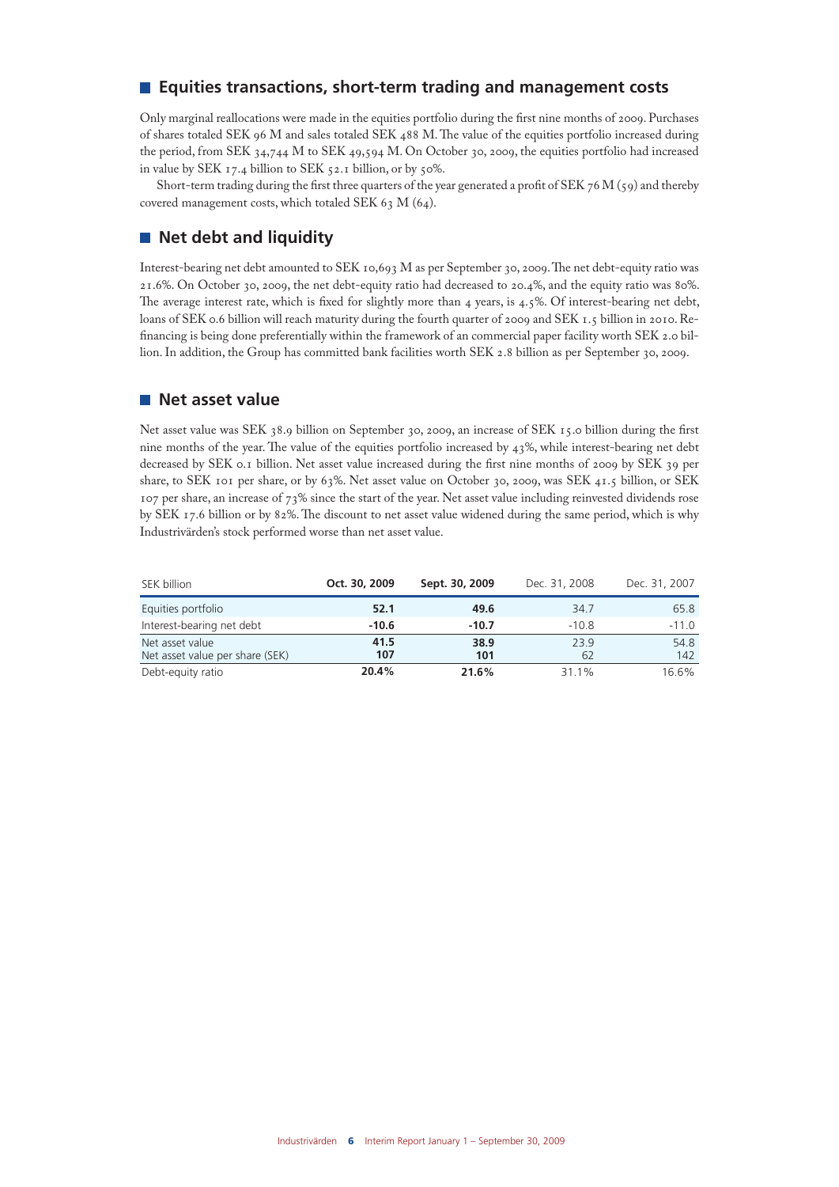## Equities transactions, short-term trading and management costs

Only marginal reallocations were made in the equities portfolio during the first nine months of 2009. Purchases of shares totaled SEK 96 M and sales totaled SEK 488 M. The value of the equities portfolio increased during the period, from SEK 34,744 M to SEK 49,594 M. On October 30, 2009, the equities portfolio had increased in value by SEK 17.4 billion to SEK 52.1 billion, or by 50%.

Short-term trading during the first three quarters of the year generated a profit of SEK 76 M (59) and thereby covered management costs, which totaled SEK 63 M (64).

## Net debt and liquidity

Interest-bearing net debt amounted to SEK 10,693 M as per September 30, 2009. The net debt-equity ratio was 21.6%. On October 30, 2009, the net debt-equity ratio had decreased to 20.4%, and the equity ratio was 80%. The average interest rate, which is fixed for slightly more than 4 years, is 4.5%. Of interest-bearing net debt, loans of SEK 0.6 billion will reach maturity during the fourth quarter of 2009 and SEK 1.5 billion in 2010. Refinancing is being done preferentially within the framework of an commercial paper facility worth SEK 2.0 billion. In addition, the Group has committed bank facilities worth SEK 2.8 billion as per September 30, 2009.

## Net asset value

Net asset value was SEK 38.9 billion on September 30, 2009, an increase of SEK 15.0 billion during the first nine months of the year. The value of the equities portfolio increased by 43%, while interest-bearing net debt decreased by SEK 0.1 billion. Net asset value increased during the first nine months of 2009 by SEK 39 per share, to SEK 101 per share, or by 63%. Net asset value on October 30, 2009, was SEK 41.5 billion, or SEK 107 per share, an increase of 73% since the start of the year. Net asset value including reinvested dividends rose by SEK 17.6 billion or by 82%. The discount to net asset value widened during the same period, which is why Industrivärden's stock performed worse than net asset value.

| SEK billion | Oct. 30, 2009 | Sept. 30, 2009 | Dec. 31, 2008 | Dec. 31, 2007 |
|---|---|---|---|---|
| Equities portfolio | **52.1** | **49.6** | 34.7 | 65.8 |
| Interest-bearing net debt | **-10.6** | **-10.7** | -10.8 | -11.0 |
| Net asset value | **41.5** | **38.9** | 23.9 | 54.8 |
| Net asset value per share (SEK) | **107** | **101** | 62 | 142 |
| Debt-equity ratio | **20.4%** | **21.6%** | 31.1% | 16.6% |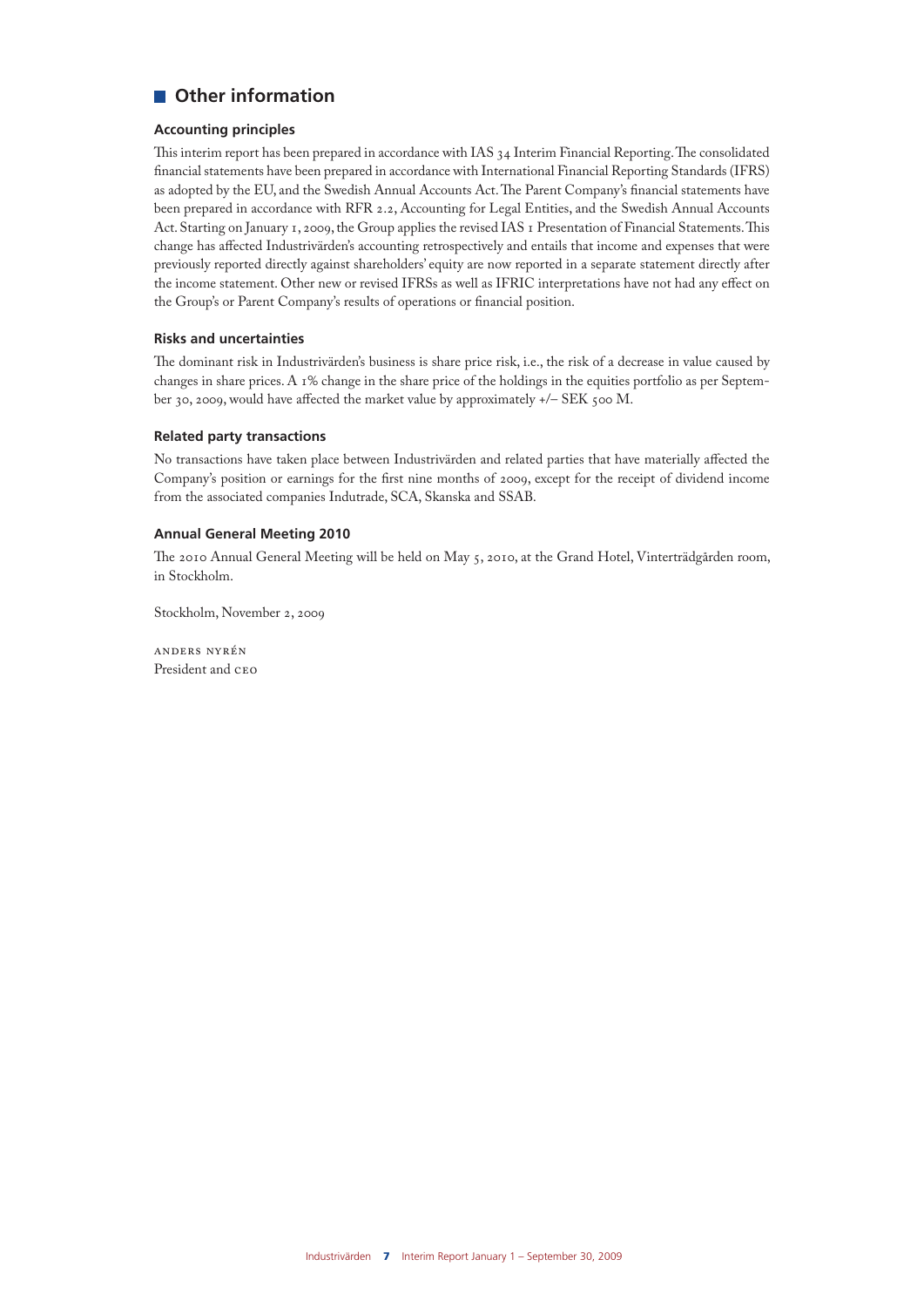## Other information

### Accounting principles

This interim report has been prepared in accordance with IAS 34 Interim Financial Reporting. The consolidated financial statements have been prepared in accordance with International Financial Reporting Standards (IFRS) as adopted by the EU, and the Swedish Annual Accounts Act. The Parent Company's financial statements have been prepared in accordance with RFR 2.2, Accounting for Legal Entities, and the Swedish Annual Accounts Act. Starting on January 1, 2009, the Group applies the revised IAS 1 Presentation of Financial Statements. This change has affected Industrivärden's accounting retrospectively and entails that income and expenses that were previously reported directly against shareholders' equity are now reported in a separate statement directly after the income statement. Other new or revised IFRSs as well as IFRIC interpretations have not had any effect on the Group's or Parent Company's results of operations or financial position.

### Risks and uncertainties

The dominant risk in Industrivärden's business is share price risk, i.e., the risk of a decrease in value caused by changes in share prices. A 1% change in the share price of the holdings in the equities portfolio as per September 30, 2009, would have affected the market value by approximately +/– SEK 500 M.

### Related party transactions

No transactions have taken place between Industrivärden and related parties that have materially affected the Company's position or earnings for the first nine months of 2009, except for the receipt of dividend income from the associated companies Indutrade, SCA, Skanska and SSAB.

### Annual General Meeting 2010

The 2010 Annual General Meeting will be held on May 5, 2010, at the Grand Hotel, Vinterträdgården room, in Stockholm.

Stockholm, November 2, 2009

ANDERS NYRÉN
President and CEO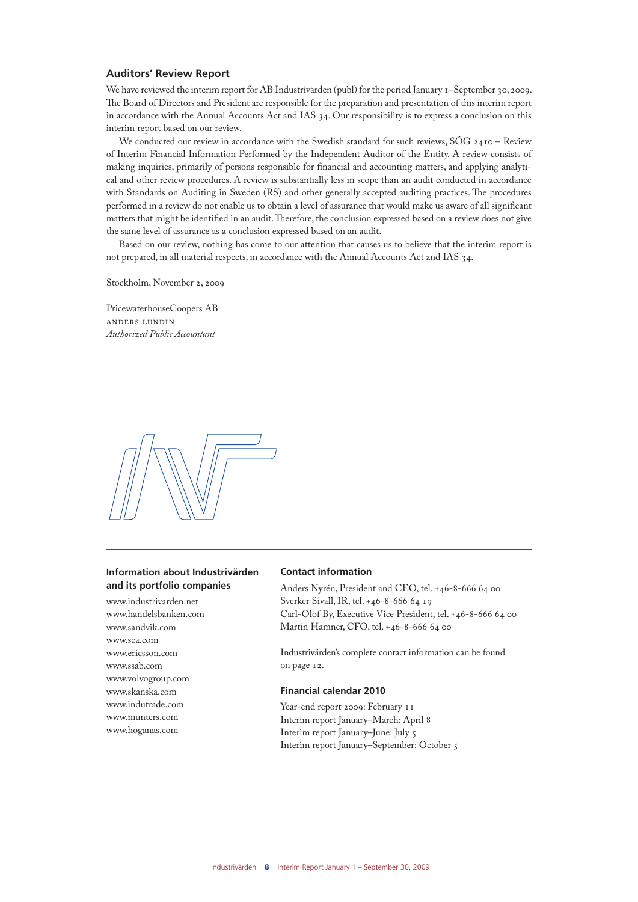## Auditors' Review Report

We have reviewed the interim report for AB Industrivärden (publ) for the period January 1–September 30, 2009. The Board of Directors and President are responsible for the preparation and presentation of this interim report in accordance with the Annual Accounts Act and IAS 34. Our responsibility is to express a conclusion on this interim report based on our review.

We conducted our review in accordance with the Swedish standard for such reviews, SÖG 2410 – Review of Interim Financial Information Performed by the Independent Auditor of the Entity. A review consists of making inquiries, primarily of persons responsible for financial and accounting matters, and applying analytical and other review procedures. A review is substantially less in scope than an audit conducted in accordance with Standards on Auditing in Sweden (RS) and other generally accepted auditing practices. The procedures performed in a review do not enable us to obtain a level of assurance that would make us aware of all significant matters that might be identified in an audit. Therefore, the conclusion expressed based on a review does not give the same level of assurance as a conclusion expressed based on an audit.

Based on our review, nothing has come to our attention that causes us to believe that the interim report is not prepared, in all material respects, in accordance with the Annual Accounts Act and IAS 34.

Stockholm, November 2, 2009

PricewaterhouseCoopers AB
ANDERS LUNDIN
*Authorized Public Accountant*

### Information about Industrivärden and its portfolio companies

www.industrivarden.net
www.handelsbanken.com
www.sandvik.com
www.sca.com
www.ericsson.com
www.ssab.com
www.volvogroup.com
www.skanska.com
www.indutrade.com
www.munters.com
www.hoganas.com

### Contact information

Anders Nyrén, President and CEO, tel. +46-8-666 64 00
Sverker Sivall, IR, tel. +46-8-666 64 19
Carl-Olof By, Executive Vice President, tel. +46-8-666 64 00
Martin Hamner, CFO, tel. +46-8-666 64 00

Industrivärden's complete contact information can be found on page 12.

### Financial calendar 2010

Year-end report 2009: February 11
Interim report January–March: April 8
Interim report January–June: July 5
Interim report January–September: October 5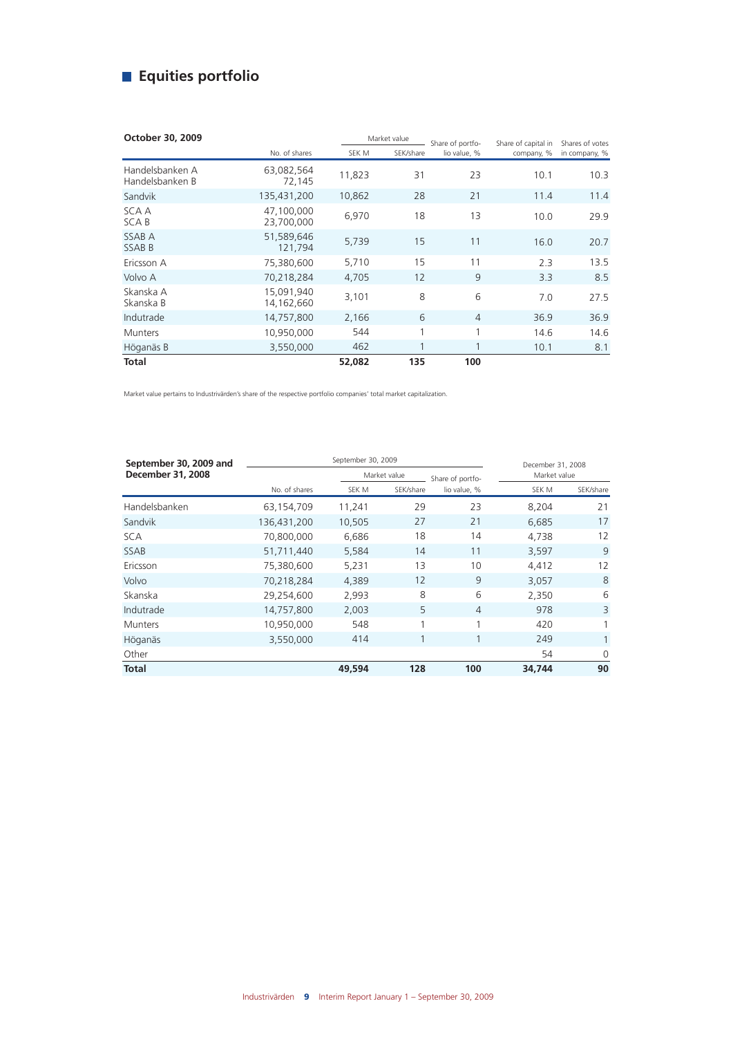## Equities portfolio

| October 30, 2009 | | Market value | | Share of portfolio value, % | Share of capital in company, % | Shares of votes in company, % |
|---|---|---|---|---|---|---|
| | No. of shares | SEK M | SEK/share | | | |
| Handelsbanken A<br>Handelsbanken B | 63,082,564<br>72,145 | 11,823 | 31 | 23 | 10.1 | 10.3 |
| Sandvik | 135,431,200 | 10,862 | 28 | 21 | 11.4 | 11.4 |
| SCA A<br>SCA B | 47,100,000<br>23,700,000 | 6,970 | 18 | 13 | 10.0 | 29.9 |
| SSAB A<br>SSAB B | 51,589,646<br>121,794 | 5,739 | 15 | 11 | 16.0 | 20.7 |
| Ericsson A | 75,380,600 | 5,710 | 15 | 11 | 2.3 | 13.5 |
| Volvo A | 70,218,284 | 4,705 | 12 | 9 | 3.3 | 8.5 |
| Skanska A<br>Skanska B | 15,091,940<br>14,162,660 | 3,101 | 8 | 6 | 7.0 | 27.5 |
| Indutrade | 14,757,800 | 2,166 | 6 | 4 | 36.9 | 36.9 |
| Munters | 10,950,000 | 544 | 1 | 1 | 14.6 | 14.6 |
| Höganäs B | 3,550,000 | 462 | 1 | 1 | 10.1 | 8.1 |
| **Total** | | **52,082** | **135** | **100** | | |

Market value pertains to Industrivärden's share of the respective portfolio companies' total market capitalization.

| September 30, 2009 and December 31, 2008 | September 30, 2009 | | | | December 31, 2008 | |
|---|---|---|---|---|---|---|
| | | Market value | | Share of portfolio value, % | Market value | |
| | No. of shares | SEK M | SEK/share | | SEK M | SEK/share |
| Handelsbanken | 63,154,709 | 11,241 | 29 | 23 | 8,204 | 21 |
| Sandvik | 136,431,200 | 10,505 | 27 | 21 | 6,685 | 17 |
| SCA | 70,800,000 | 6,686 | 18 | 14 | 4,738 | 12 |
| SSAB | 51,711,440 | 5,584 | 14 | 11 | 3,597 | 9 |
| Ericsson | 75,380,600 | 5,231 | 13 | 10 | 4,412 | 12 |
| Volvo | 70,218,284 | 4,389 | 12 | 9 | 3,057 | 8 |
| Skanska | 29,254,600 | 2,993 | 8 | 6 | 2,350 | 6 |
| Indutrade | 14,757,800 | 2,003 | 5 | 4 | 978 | 3 |
| Munters | 10,950,000 | 548 | 1 | 1 | 420 | 1 |
| Höganäs | 3,550,000 | 414 | 1 | 1 | 249 | 1 |
| Other | | | | | 54 | 0 |
| **Total** | | **49,594** | **128** | **100** | **34,744** | **90** |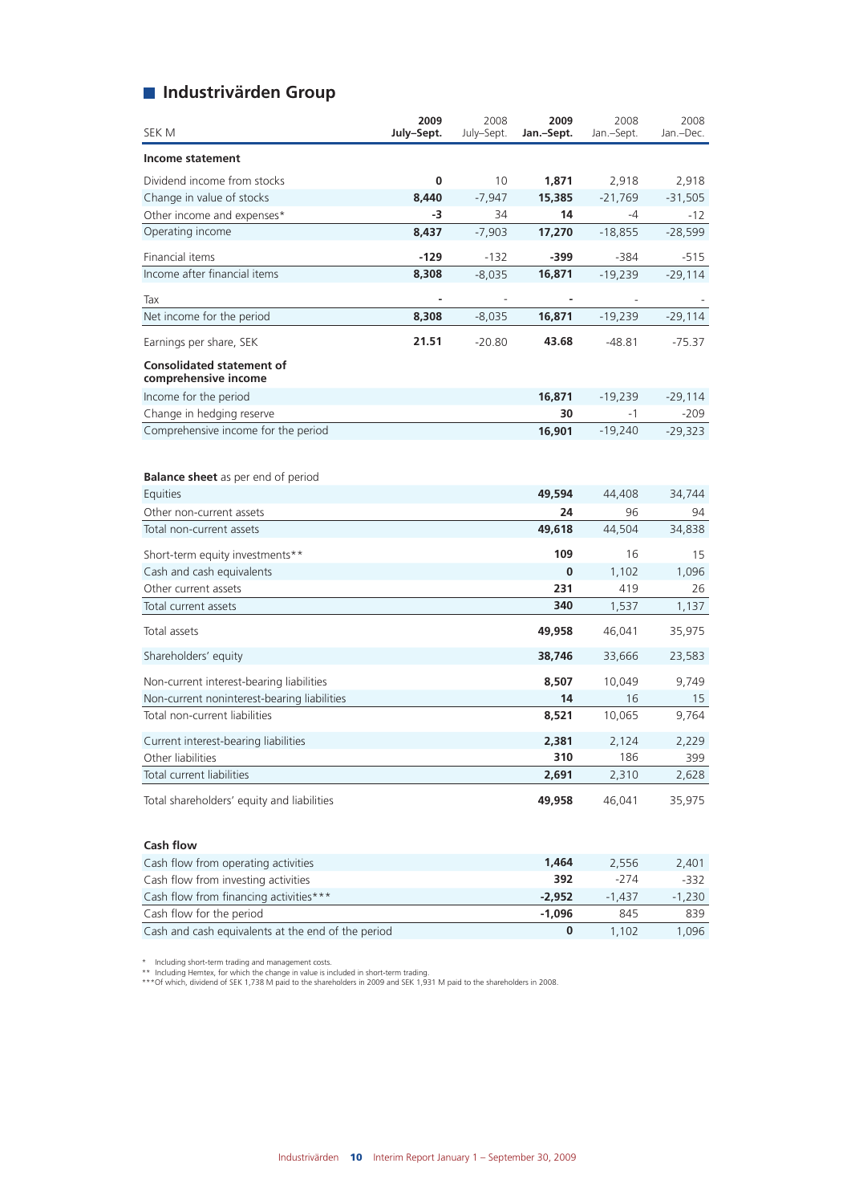## Industrivärden Group

| SEK M | 2009 July–Sept. | 2008 July–Sept. | 2009 Jan.–Sept. | 2008 Jan.–Sept. | 2008 Jan.–Dec. |
|---|---|---|---|---|---|
| **Income statement** | | | | | |
| Dividend income from stocks | **0** | 10 | **1,871** | 2,918 | 2,918 |
| Change in value of stocks | **8,440** | -7,947 | **15,385** | -21,769 | -31,505 |
| Other income and expenses* | **-3** | 34 | **14** | -4 | -12 |
| Operating income | **8,437** | -7,903 | **17,270** | -18,855 | -28,599 |
| Financial items | **-129** | -132 | **-399** | -384 | -515 |
| Income after financial items | **8,308** | -8,035 | **16,871** | -19,239 | -29,114 |
| Tax | **-** | - | **-** | - | - |
| Net income for the period | **8,308** | -8,035 | **16,871** | -19,239 | -29,114 |
| Earnings per share, SEK | **21.51** | -20.80 | **43.68** | -48.81 | -75.37 |
| **Consolidated statement of comprehensive income** | | | | | |
| Income for the period | | | **16,871** | -19,239 | -29,114 |
| Change in hedging reserve | | | **30** | -1 | -209 |
| Comprehensive income for the period | | | **16,901** | -19,240 | -29,323 |
| **Balance sheet** as per end of period | | | | | |
| Equities | | | **49,594** | 44,408 | 34,744 |
| Other non-current assets | | | **24** | 96 | 94 |
| Total non-current assets | | | **49,618** | 44,504 | 34,838 |
| Short-term equity investments** | | | **109** | 16 | 15 |
| Cash and cash equivalents | | | **0** | 1,102 | 1,096 |
| Other current assets | | | **231** | 419 | 26 |
| Total current assets | | | **340** | 1,537 | 1,137 |
| Total assets | | | **49,958** | 46,041 | 35,975 |
| Shareholders' equity | | | **38,746** | 33,666 | 23,583 |
| Non-current interest-bearing liabilities | | | **8,507** | 10,049 | 9,749 |
| Non-current noninterest-bearing liabilities | | | **14** | 16 | 15 |
| Total non-current liabilities | | | **8,521** | 10,065 | 9,764 |
| Current interest-bearing liabilities | | | **2,381** | 2,124 | 2,229 |
| Other liabilities | | | **310** | 186 | 399 |
| Total current liabilities | | | **2,691** | 2,310 | 2,628 |
| Total shareholders' equity and liabilities | | | **49,958** | 46,041 | 35,975 |
| **Cash flow** | | | | | |
| Cash flow from operating activities | | | **1,464** | 2,556 | 2,401 |
| Cash flow from investing activities | | | **392** | -274 | -332 |
| Cash flow from financing activities*** | | | **-2,952** | -1,437 | -1,230 |
| Cash flow for the period | | | **-1,096** | 845 | 839 |
| Cash and cash equivalents at the end of the period | | | **0** | 1,102 | 1,096 |

\* Including short-term trading and management costs.
\*\* Including Hemtex, for which the change in value is included in short-term trading.
\*\*\*Of which, dividend of SEK 1,738 M paid to the shareholders in 2009 and SEK 1,931 M paid to the shareholders in 2008.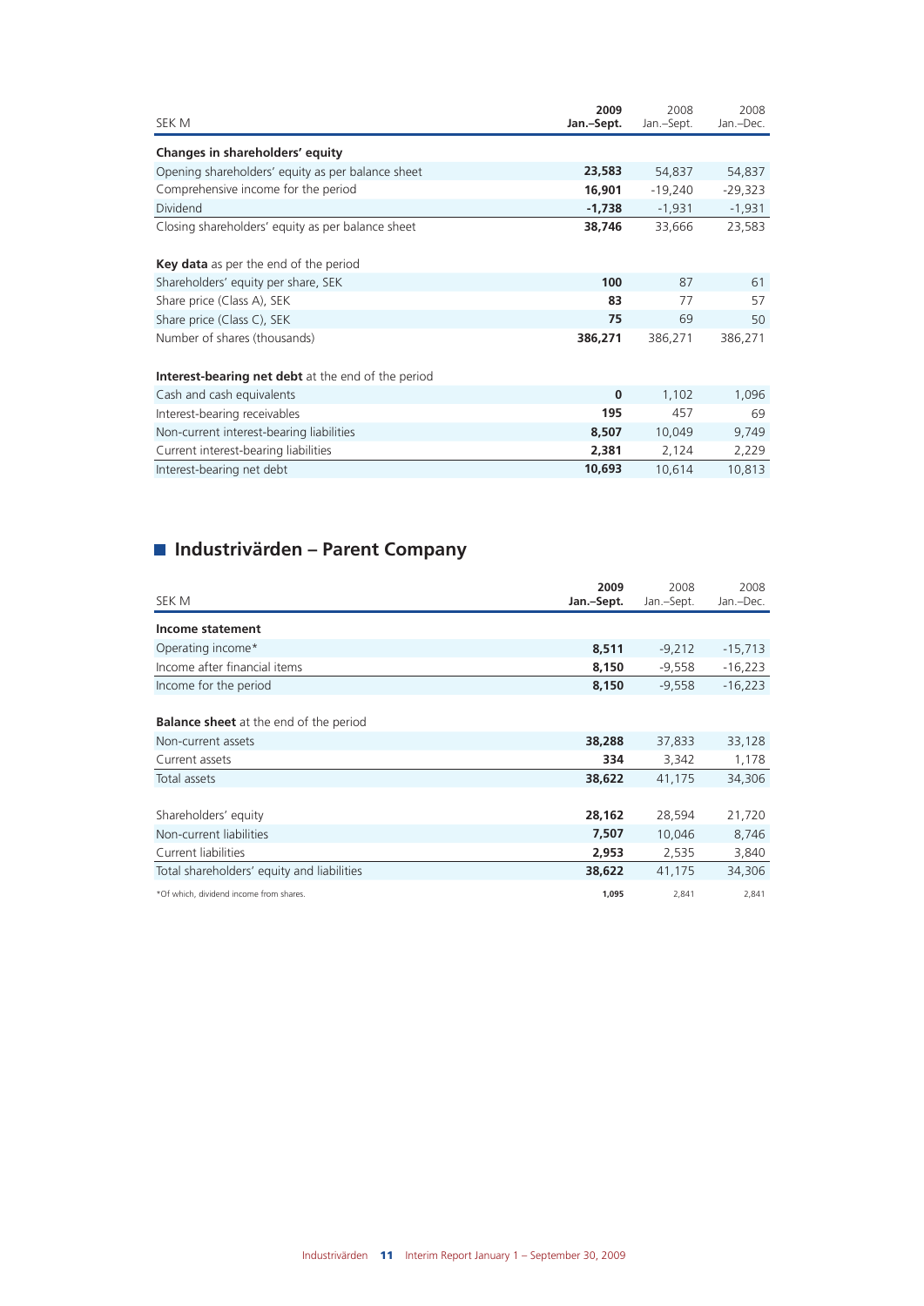| SEK M | 2009 Jan.–Sept. | 2008 Jan.–Sept. | 2008 Jan.–Dec. |
|---|---|---|---|
| **Changes in shareholders' equity** | | | |
| Opening shareholders' equity as per balance sheet | **23,583** | 54,837 | 54,837 |
| Comprehensive income for the period | **16,901** | -19,240 | -29,323 |
| Dividend | **-1,738** | -1,931 | -1,931 |
| Closing shareholders' equity as per balance sheet | **38,746** | 33,666 | 23,583 |
| | | | |
| **Key data** as per the end of the period | | | |
| Shareholders' equity per share, SEK | **100** | 87 | 61 |
| Share price (Class A), SEK | **83** | 77 | 57 |
| Share price (Class C), SEK | **75** | 69 | 50 |
| Number of shares (thousands) | **386,271** | 386,271 | 386,271 |
| | | | |
| **Interest-bearing net debt** at the end of the period | | | |
| Cash and cash equivalents | **0** | 1,102 | 1,096 |
| Interest-bearing receivables | **195** | 457 | 69 |
| Non-current interest-bearing liabilities | **8,507** | 10,049 | 9,749 |
| Current interest-bearing liabilities | **2,381** | 2,124 | 2,229 |
| Interest-bearing net debt | **10,693** | 10,614 | 10,813 |

## Industrivärden – Parent Company

| SEK M | 2009 Jan.–Sept. | 2008 Jan.–Sept. | 2008 Jan.–Dec. |
|---|---|---|---|
| **Income statement** | | | |
| Operating income* | **8,511** | -9,212 | -15,713 |
| Income after financial items | **8,150** | -9,558 | -16,223 |
| Income for the period | **8,150** | -9,558 | -16,223 |
| | | | |
| **Balance sheet** at the end of the period | | | |
| Non-current assets | **38,288** | 37,833 | 33,128 |
| Current assets | **334** | 3,342 | 1,178 |
| Total assets | **38,622** | 41,175 | 34,306 |
| | | | |
| Shareholders' equity | **28,162** | 28,594 | 21,720 |
| Non-current liabilities | **7,507** | 10,046 | 8,746 |
| Current liabilities | **2,953** | 2,535 | 3,840 |
| Total shareholders' equity and liabilities | **38,622** | 41,175 | 34,306 |
| *Of which, dividend income from shares. | **1,095** | 2,841 | 2,841 |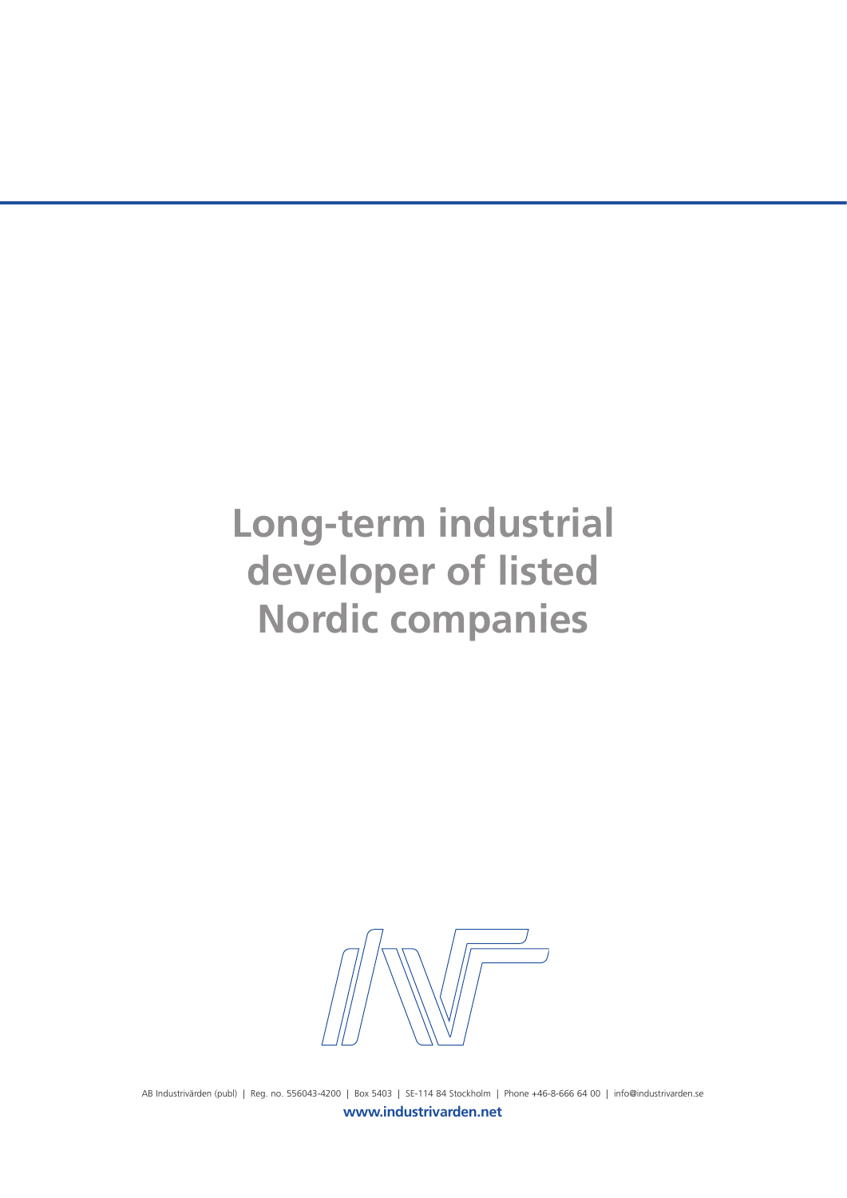# Long-term industrial developer of listed Nordic companies

AB Industrivärden (publ) | Reg. no. 556043-4200 | Box 5403 | SE-114 84 Stockholm | Phone +46-8-666 64 00 | info@industrivarden.se

**www.industrivarden.net**